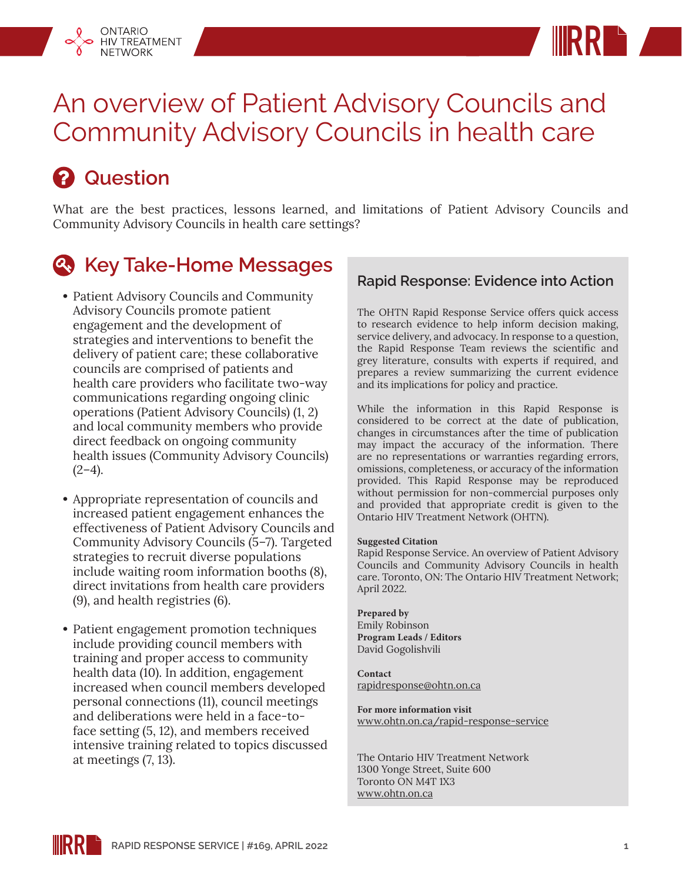# An overview of Patient Advisory Councils and Community Advisory Councils in health care

## Question

What are the best practices, lessons learned, and limitations of Patient Advisory Councils and Community Advisory Councils in health care settings?

## Key Take-Home Messages

- Patient Advisory Councils and Community Advisory Councils promote patient engagement and the development of strategies and interventions to benefit the delivery of patient care; these collaborative councils are comprised of patients and health care providers who facilitate two-way communications regarding ongoing clinic operations (Patient Advisory Councils) (1, 2) and local community members who provide direct feedback on ongoing community health issues (Community Advisory Councils) (2–4).

- Appropriate representation of councils and increased patient engagement enhances the effectiveness of Patient Advisory Councils and Community Advisory Councils (5–7). Targeted strategies to recruit diverse populations include waiting room information booths (8), direct invitations from health care providers (9), and health registries (6).

- Patient engagement promotion techniques include providing council members with training and proper access to community health data (10). In addition, engagement increased when council members developed personal connections (11), council meetings and deliberations were held in a face-to-face setting (5, 12), and members received intensive training related to topics discussed at meetings (7, 13).

### Rapid Response: Evidence into Action

The OHTN Rapid Response Service offers quick access to research evidence to help inform decision making, service delivery, and advocacy. In response to a question, the Rapid Response Team reviews the scientific and grey literature, consults with experts if required, and prepares a review summarizing the current evidence and its implications for policy and practice.

While the information in this Rapid Response is considered to be correct at the date of publication, changes in circumstances after the time of publication may impact the accuracy of the information. There are no representations or warranties regarding errors, omissions, completeness, or accuracy of the information provided. This Rapid Response may be reproduced without permission for non-commercial purposes only and provided that appropriate credit is given to the Ontario HIV Treatment Network (OHTN).

**Suggested Citation**
Rapid Response Service. An overview of Patient Advisory Councils and Community Advisory Councils in health care. Toronto, ON: The Ontario HIV Treatment Network; April 2022.

**Prepared by**
Emily Robinson
**Program Leads / Editors**
David Gogolishvili

**Contact**
rapidresponse@ohtn.on.ca

**For more information visit**
www.ohtn.on.ca/rapid-response-service

The Ontario HIV Treatment Network
1300 Yonge Street, Suite 600
Toronto ON M4T 1X3
www.ohtn.on.ca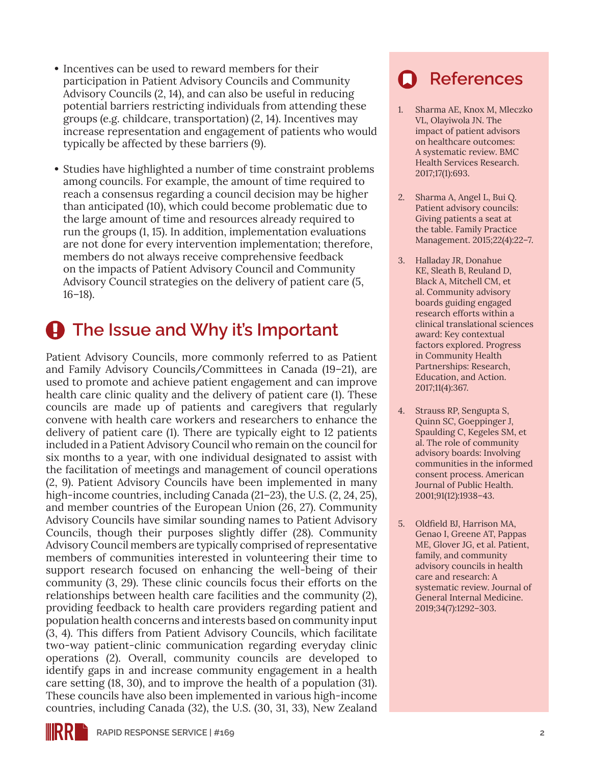- Incentives can be used to reward members for their participation in Patient Advisory Councils and Community Advisory Councils (2, 14), and can also be useful in reducing potential barriers restricting individuals from attending these groups (e.g. childcare, transportation) (2, 14). Incentives may increase representation and engagement of patients who would typically be affected by these barriers (9).

- Studies have highlighted a number of time constraint problems among councils. For example, the amount of time required to reach a consensus regarding a council decision may be higher than anticipated (10), which could become problematic due to the large amount of time and resources already required to run the groups (1, 15). In addition, implementation evaluations are not done for every intervention implementation; therefore, members do not always receive comprehensive feedback on the impacts of Patient Advisory Council and Community Advisory Council strategies on the delivery of patient care (5, 16–18).

## The Issue and Why it's Important

Patient Advisory Councils, more commonly referred to as Patient and Family Advisory Councils/Committees in Canada (19–21), are used to promote and achieve patient engagement and can improve health care clinic quality and the delivery of patient care (1). These councils are made up of patients and caregivers that regularly convene with health care workers and researchers to enhance the delivery of patient care (1). There are typically eight to 12 patients included in a Patient Advisory Council who remain on the council for six months to a year, with one individual designated to assist with the facilitation of meetings and management of council operations (2, 9). Patient Advisory Councils have been implemented in many high-income countries, including Canada (21–23), the U.S. (2, 24, 25), and member countries of the European Union (26, 27). Community Advisory Councils have similar sounding names to Patient Advisory Councils, though their purposes slightly differ (28). Community Advisory Council members are typically comprised of representative members of communities interested in volunteering their time to support research focused on enhancing the well-being of their community (3, 29). These clinic councils focus their efforts on the relationships between health care facilities and the community (2), providing feedback to health care providers regarding patient and population health concerns and interests based on community input (3, 4). This differs from Patient Advisory Councils, which facilitate two-way patient-clinic communication regarding everyday clinic operations (2). Overall, community councils are developed to identify gaps in and increase community engagement in a health care setting (18, 30), and to improve the health of a population (31). These councils have also been implemented in various high-income countries, including Canada (32), the U.S. (30, 31, 33), New Zealand

## References

1. Sharma AE, Knox M, Mleczko VL, Olayiwola JN. The impact of patient advisors on healthcare outcomes: A systematic review. BMC Health Services Research. 2017;17(1):693.

2. Sharma A, Angel L, Bui Q. Patient advisory councils: Giving patients a seat at the table. Family Practice Management. 2015;22(4):22–7.

3. Halladay JR, Donahue KE, Sleath B, Reuland D, Black A, Mitchell CM, et al. Community advisory boards guiding engaged research efforts within a clinical translational sciences award: Key contextual factors explored. Progress in Community Health Partnerships: Research, Education, and Action. 2017;11(4):367.

4. Strauss RP, Sengupta S, Quinn SC, Goeppinger J, Spaulding C, Kegeles SM, et al. The role of community advisory boards: Involving communities in the informed consent process. American Journal of Public Health. 2001;91(12):1938–43.

5. Oldfield BJ, Harrison MA, Genao I, Greene AT, Pappas ME, Glover JG, et al. Patient, family, and community advisory councils in health care and research: A systematic review. Journal of General Internal Medicine. 2019;34(7):1292–303.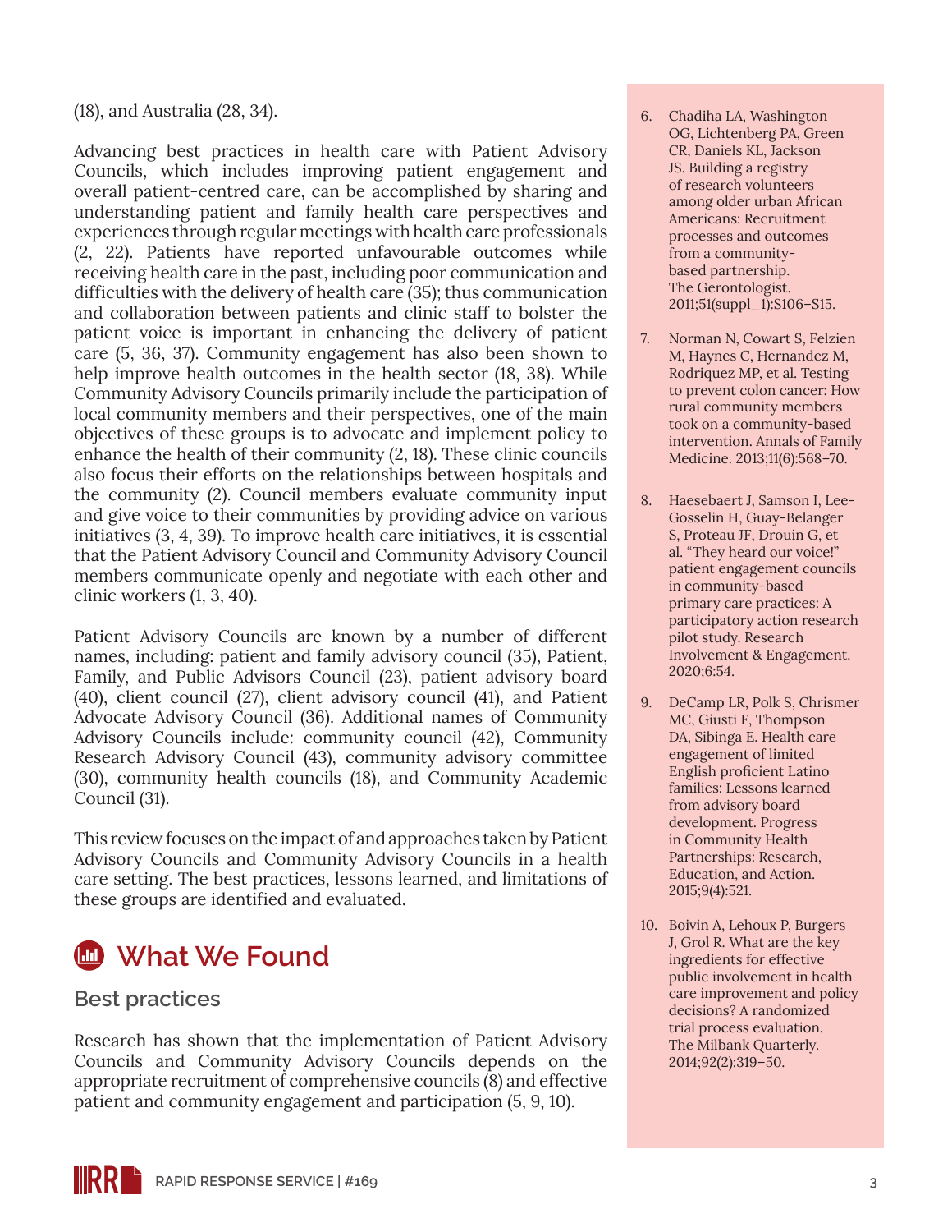(18), and Australia (28, 34).

Advancing best practices in health care with Patient Advisory Councils, which includes improving patient engagement and overall patient-centred care, can be accomplished by sharing and understanding patient and family health care perspectives and experiences through regular meetings with health care professionals (2, 22). Patients have reported unfavourable outcomes while receiving health care in the past, including poor communication and difficulties with the delivery of health care (35); thus communication and collaboration between patients and clinic staff to bolster the patient voice is important in enhancing the delivery of patient care (5, 36, 37). Community engagement has also been shown to help improve health outcomes in the health sector (18, 38). While Community Advisory Councils primarily include the participation of local community members and their perspectives, one of the main objectives of these groups is to advocate and implement policy to enhance the health of their community (2, 18). These clinic councils also focus their efforts on the relationships between hospitals and the community (2). Council members evaluate community input and give voice to their communities by providing advice on various initiatives (3, 4, 39). To improve health care initiatives, it is essential that the Patient Advisory Council and Community Advisory Council members communicate openly and negotiate with each other and clinic workers (1, 3, 40).

Patient Advisory Councils are known by a number of different names, including: patient and family advisory council (35), Patient, Family, and Public Advisors Council (23), patient advisory board (40), client council (27), client advisory council (41), and Patient Advocate Advisory Council (36). Additional names of Community Advisory Councils include: community council (42), Community Research Advisory Council (43), community advisory committee (30), community health councils (18), and Community Academic Council (31).

This review focuses on the impact of and approaches taken by Patient Advisory Councils and Community Advisory Councils in a health care setting. The best practices, lessons learned, and limitations of these groups are identified and evaluated.

## What We Found

### Best practices

Research has shown that the implementation of Patient Advisory Councils and Community Advisory Councils depends on the appropriate recruitment of comprehensive councils (8) and effective patient and community engagement and participation (5, 9, 10).

6. Chadiha LA, Washington OG, Lichtenberg PA, Green CR, Daniels KL, Jackson JS. Building a registry of research volunteers among older urban African Americans: Recruitment processes and outcomes from a community-based partnership. The Gerontologist. 2011;51(suppl_1):S106–S15.
7. Norman N, Cowart S, Felzien M, Haynes C, Hernandez M, Rodriquez MP, et al. Testing to prevent colon cancer: How rural community members took on a community-based intervention. Annals of Family Medicine. 2013;11(6):568–70.
8. Haesebaert J, Samson I, Lee-Gosselin H, Guay-Belanger S, Proteau JF, Drouin G, et al. "They heard our voice!" patient engagement councils in community-based primary care practices: A participatory action research pilot study. Research Involvement & Engagement. 2020;6:54.
9. DeCamp LR, Polk S, Chrismer MC, Giusti F, Thompson DA, Sibinga E. Health care engagement of limited English proficient Latino families: Lessons learned from advisory board development. Progress in Community Health Partnerships: Research, Education, and Action. 2015;9(4):521.
10. Boivin A, Lehoux P, Burgers J, Grol R. What are the key ingredients for effective public involvement in health care improvement and policy decisions? A randomized trial process evaluation. The Milbank Quarterly. 2014;92(2):319–50.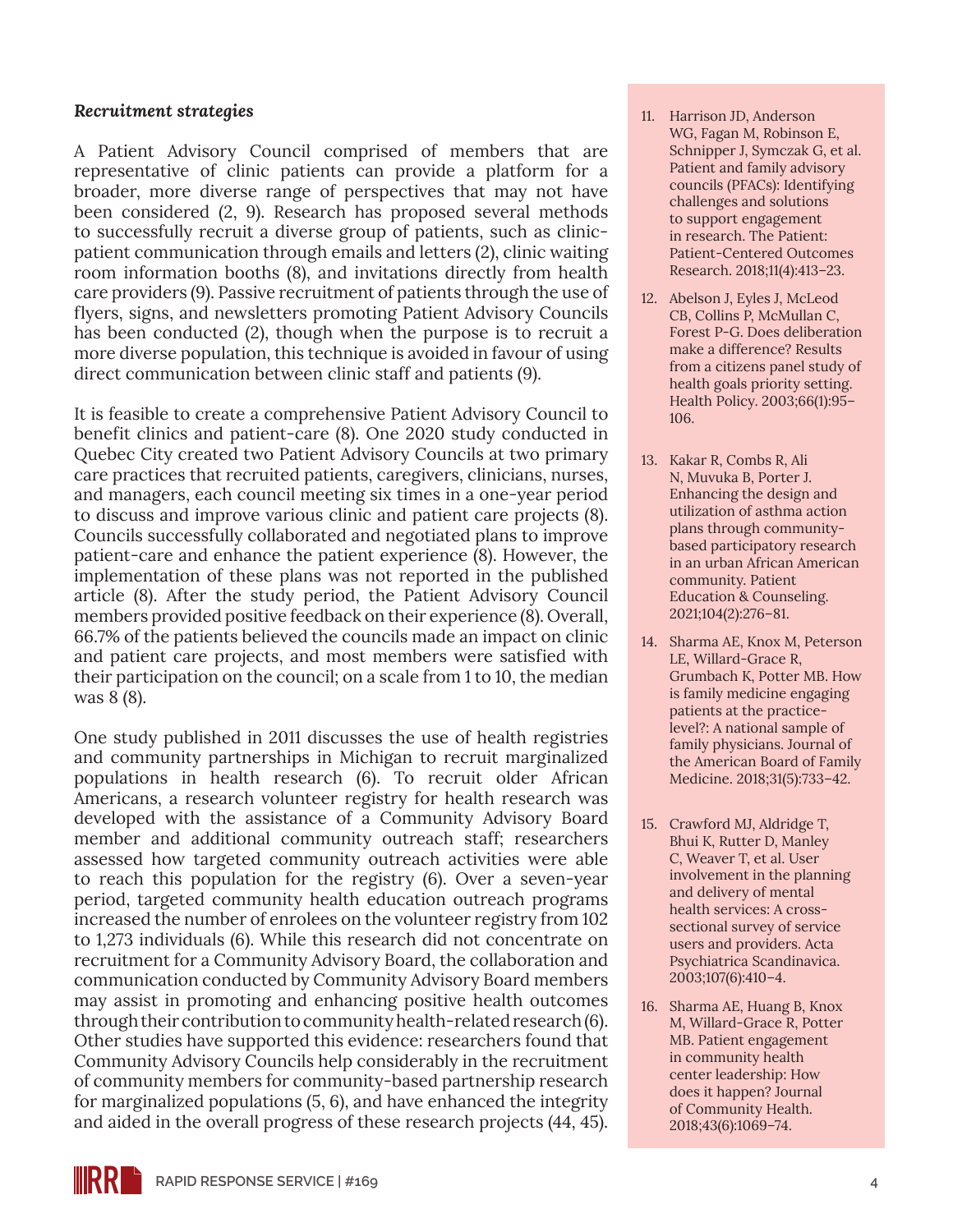### *Recruitment strategies*

A Patient Advisory Council comprised of members that are representative of clinic patients can provide a platform for a broader, more diverse range of perspectives that may not have been considered (2, 9). Research has proposed several methods to successfully recruit a diverse group of patients, such as clinic-patient communication through emails and letters (2), clinic waiting room information booths (8), and invitations directly from health care providers (9). Passive recruitment of patients through the use of flyers, signs, and newsletters promoting Patient Advisory Councils has been conducted (2), though when the purpose is to recruit a more diverse population, this technique is avoided in favour of using direct communication between clinic staff and patients (9).

It is feasible to create a comprehensive Patient Advisory Council to benefit clinics and patient-care (8). One 2020 study conducted in Quebec City created two Patient Advisory Councils at two primary care practices that recruited patients, caregivers, clinicians, nurses, and managers, each council meeting six times in a one-year period to discuss and improve various clinic and patient care projects (8). Councils successfully collaborated and negotiated plans to improve patient-care and enhance the patient experience (8). However, the implementation of these plans was not reported in the published article (8). After the study period, the Patient Advisory Council members provided positive feedback on their experience (8). Overall, 66.7% of the patients believed the councils made an impact on clinic and patient care projects, and most members were satisfied with their participation on the council; on a scale from 1 to 10, the median was 8 (8).

One study published in 2011 discusses the use of health registries and community partnerships in Michigan to recruit marginalized populations in health research (6). To recruit older African Americans, a research volunteer registry for health research was developed with the assistance of a Community Advisory Board member and additional community outreach staff; researchers assessed how targeted community outreach activities were able to reach this population for the registry (6). Over a seven-year period, targeted community health education outreach programs increased the number of enrolees on the volunteer registry from 102 to 1,273 individuals (6). While this research did not concentrate on recruitment for a Community Advisory Board, the collaboration and communication conducted by Community Advisory Board members may assist in promoting and enhancing positive health outcomes through their contribution to community health-related research (6). Other studies have supported this evidence: researchers found that Community Advisory Councils help considerably in the recruitment of community members for community-based partnership research for marginalized populations (5, 6), and have enhanced the integrity and aided in the overall progress of these research projects (44, 45).

11. Harrison JD, Anderson WG, Fagan M, Robinson E, Schnipper J, Symczak G, et al. Patient and family advisory councils (PFACs): Identifying challenges and solutions to support engagement in research. The Patient: Patient-Centered Outcomes Research. 2018;11(4):413–23.
12. Abelson J, Eyles J, McLeod CB, Collins P, McMullan C, Forest P-G. Does deliberation make a difference? Results from a citizens panel study of health goals priority setting. Health Policy. 2003;66(1):95–106.
13. Kakar R, Combs R, Ali N, Muvuka B, Porter J. Enhancing the design and utilization of asthma action plans through community-based participatory research in an urban African American community. Patient Education & Counseling. 2021;104(2):276–81.
14. Sharma AE, Knox M, Peterson LE, Willard-Grace R, Grumbach K, Potter MB. How is family medicine engaging patients at the practice-level?: A national sample of family physicians. Journal of the American Board of Family Medicine. 2018;31(5):733–42.
15. Crawford MJ, Aldridge T, Bhui K, Rutter D, Manley C, Weaver T, et al. User involvement in the planning and delivery of mental health services: A cross-sectional survey of service users and providers. Acta Psychiatrica Scandinavica. 2003;107(6):410–4.
16. Sharma AE, Huang B, Knox M, Willard-Grace R, Potter MB. Patient engagement in community health center leadership: How does it happen? Journal of Community Health. 2018;43(6):1069–74.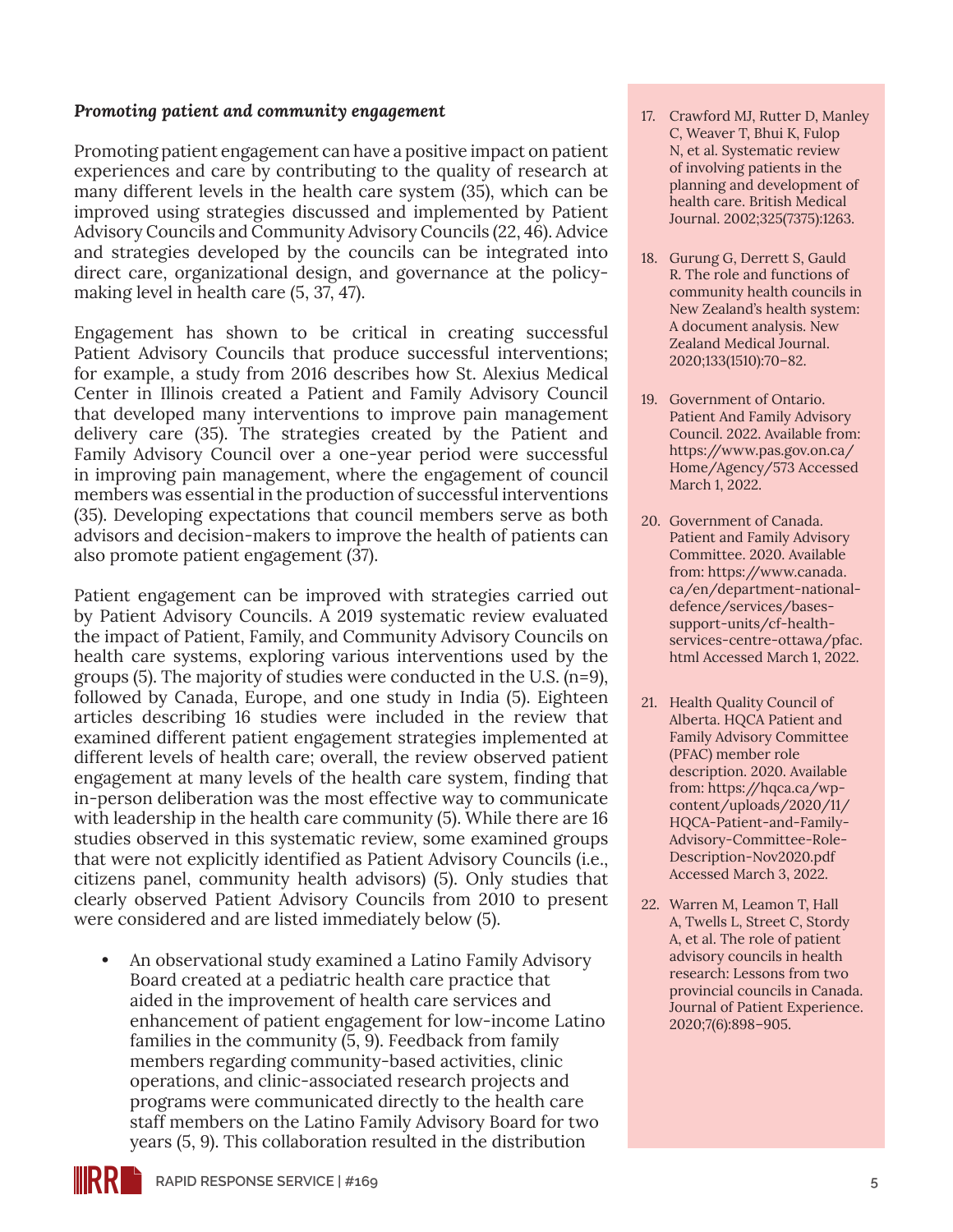***Promoting patient and community engagement***

Promoting patient engagement can have a positive impact on patient experiences and care by contributing to the quality of research at many different levels in the health care system (35), which can be improved using strategies discussed and implemented by Patient Advisory Councils and Community Advisory Councils (22, 46). Advice and strategies developed by the councils can be integrated into direct care, organizational design, and governance at the policy-making level in health care (5, 37, 47).

Engagement has shown to be critical in creating successful Patient Advisory Councils that produce successful interventions; for example, a study from 2016 describes how St. Alexius Medical Center in Illinois created a Patient and Family Advisory Council that developed many interventions to improve pain management delivery care (35). The strategies created by the Patient and Family Advisory Council over a one-year period were successful in improving pain management, where the engagement of council members was essential in the production of successful interventions (35). Developing expectations that council members serve as both advisors and decision-makers to improve the health of patients can also promote patient engagement (37).

Patient engagement can be improved with strategies carried out by Patient Advisory Councils. A 2019 systematic review evaluated the impact of Patient, Family, and Community Advisory Councils on health care systems, exploring various interventions used by the groups (5). The majority of studies were conducted in the U.S. (n=9), followed by Canada, Europe, and one study in India (5). Eighteen articles describing 16 studies were included in the review that examined different patient engagement strategies implemented at different levels of health care; overall, the review observed patient engagement at many levels of the health care system, finding that in-person deliberation was the most effective way to communicate with leadership in the health care community (5). While there are 16 studies observed in this systematic review, some examined groups that were not explicitly identified as Patient Advisory Councils (i.e., citizens panel, community health advisors) (5). Only studies that clearly observed Patient Advisory Councils from 2010 to present were considered and are listed immediately below (5).

- An observational study examined a Latino Family Advisory Board created at a pediatric health care practice that aided in the improvement of health care services and enhancement of patient engagement for low-income Latino families in the community (5, 9). Feedback from family members regarding community-based activities, clinic operations, and clinic-associated research projects and programs were communicated directly to the health care staff members on the Latino Family Advisory Board for two years (5, 9). This collaboration resulted in the distribution

17. Crawford MJ, Rutter D, Manley C, Weaver T, Bhui K, Fulop N, et al. Systematic review of involving patients in the planning and development of health care. British Medical Journal. 2002;325(7375):1263.

18. Gurung G, Derrett S, Gauld R. The role and functions of community health councils in New Zealand's health system: A document analysis. New Zealand Medical Journal. 2020;133(1510):70–82.

19. Government of Ontario. Patient And Family Advisory Council. 2022. Available from: https://www.pas.gov.on.ca/Home/Agency/573 Accessed March 1, 2022.

20. Government of Canada. Patient and Family Advisory Committee. 2020. Available from: https://www.canada.ca/en/department-national-defence/services/bases-support-units/cf-health-services-centre-ottawa/pfac.html Accessed March 1, 2022.

21. Health Quality Council of Alberta. HQCA Patient and Family Advisory Committee (PFAC) member role description. 2020. Available from: https://hqca.ca/wp-content/uploads/2020/11/HQCA-Patient-and-Family-Advisory-Committee-Role-Description-Nov2020.pdf Accessed March 3, 2022.

22. Warren M, Leamon T, Hall A, Twells L, Street C, Stordy A, et al. The role of patient advisory councils in health research: Lessons from two provincial councils in Canada. Journal of Patient Experience. 2020;7(6):898–905.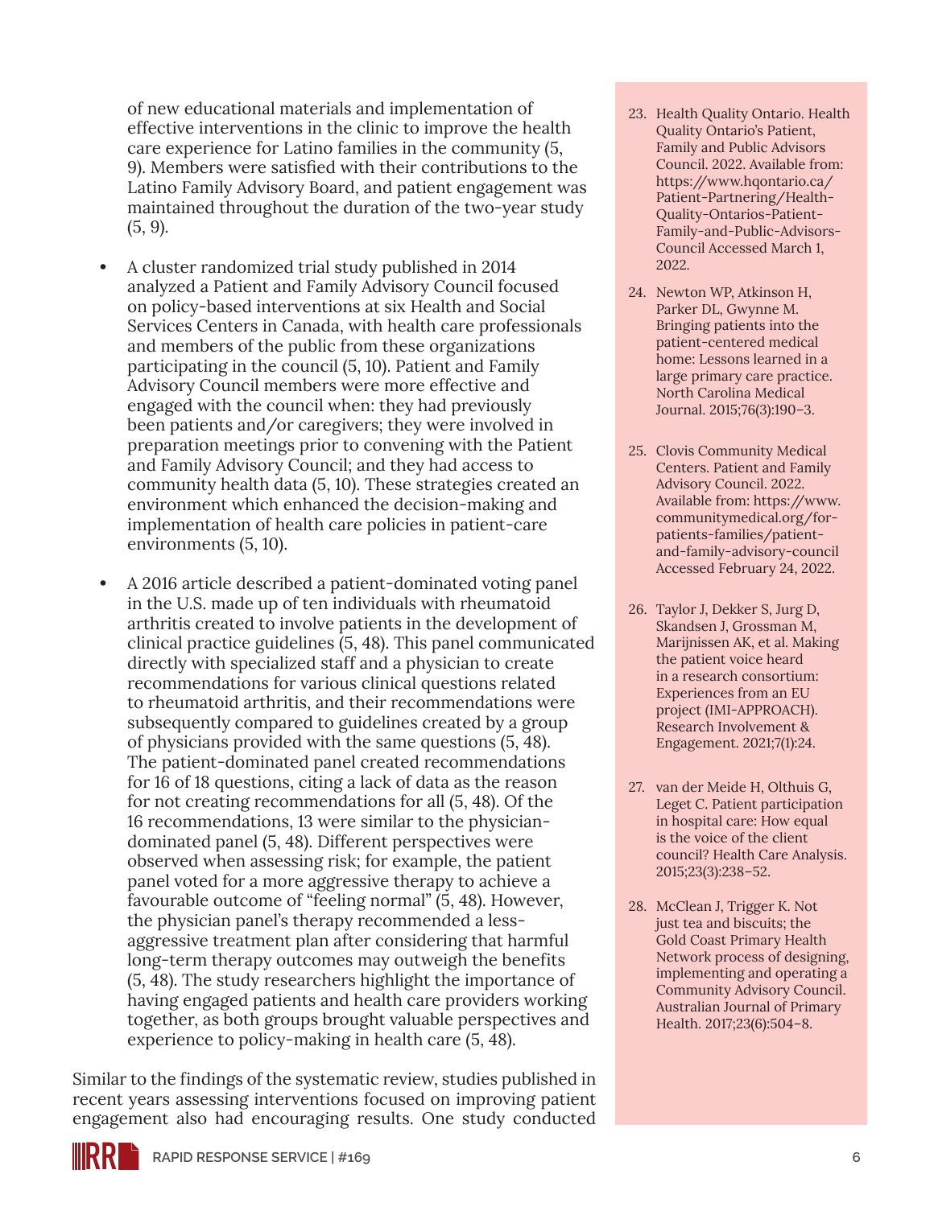of new educational materials and implementation of effective interventions in the clinic to improve the health care experience for Latino families in the community (5, 9). Members were satisfied with their contributions to the Latino Family Advisory Board, and patient engagement was maintained throughout the duration of the two-year study (5, 9).

- A cluster randomized trial study published in 2014 analyzed a Patient and Family Advisory Council focused on policy-based interventions at six Health and Social Services Centers in Canada, with health care professionals and members of the public from these organizations participating in the council (5, 10). Patient and Family Advisory Council members were more effective and engaged with the council when: they had previously been patients and/or caregivers; they were involved in preparation meetings prior to convening with the Patient and Family Advisory Council; and they had access to community health data (5, 10). These strategies created an environment which enhanced the decision-making and implementation of health care policies in patient-care environments (5, 10).

- A 2016 article described a patient-dominated voting panel in the U.S. made up of ten individuals with rheumatoid arthritis created to involve patients in the development of clinical practice guidelines (5, 48). This panel communicated directly with specialized staff and a physician to create recommendations for various clinical questions related to rheumatoid arthritis, and their recommendations were subsequently compared to guidelines created by a group of physicians provided with the same questions (5, 48). The patient-dominated panel created recommendations for 16 of 18 questions, citing a lack of data as the reason for not creating recommendations for all (5, 48). Of the 16 recommendations, 13 were similar to the physician-dominated panel (5, 48). Different perspectives were observed when assessing risk; for example, the patient panel voted for a more aggressive therapy to achieve a favourable outcome of "feeling normal" (5, 48). However, the physician panel's therapy recommended a less-aggressive treatment plan after considering that harmful long-term therapy outcomes may outweigh the benefits (5, 48). The study researchers highlight the importance of having engaged patients and health care providers working together, as both groups brought valuable perspectives and experience to policy-making in health care (5, 48).

Similar to the findings of the systematic review, studies published in recent years assessing interventions focused on improving patient engagement also had encouraging results. One study conducted

23. Health Quality Ontario. Health Quality Ontario's Patient, Family and Public Advisors Council. 2022. Available from: https://www.hqontario.ca/Patient-Partnering/Health-Quality-Ontarios-Patient-Family-and-Public-Advisors-Council Accessed March 1, 2022.
24. Newton WP, Atkinson H, Parker DL, Gwynne M. Bringing patients into the patient-centered medical home: Lessons learned in a large primary care practice. North Carolina Medical Journal. 2015;76(3):190–3.
25. Clovis Community Medical Centers. Patient and Family Advisory Council. 2022. Available from: https://www.communitymedical.org/for-patients-families/patient-and-family-advisory-council Accessed February 24, 2022.
26. Taylor J, Dekker S, Jurg D, Skandsen J, Grossman M, Marijnissen AK, et al. Making the patient voice heard in a research consortium: Experiences from an EU project (IMI-APPROACH). Research Involvement & Engagement. 2021;7(1):24.
27. van der Meide H, Olthuis G, Leget C. Patient participation in hospital care: How equal is the voice of the client council? Health Care Analysis. 2015;23(3):238–52.
28. McClean J, Trigger K. Not just tea and biscuits; the Gold Coast Primary Health Network process of designing, implementing and operating a Community Advisory Council. Australian Journal of Primary Health. 2017;23(6):504–8.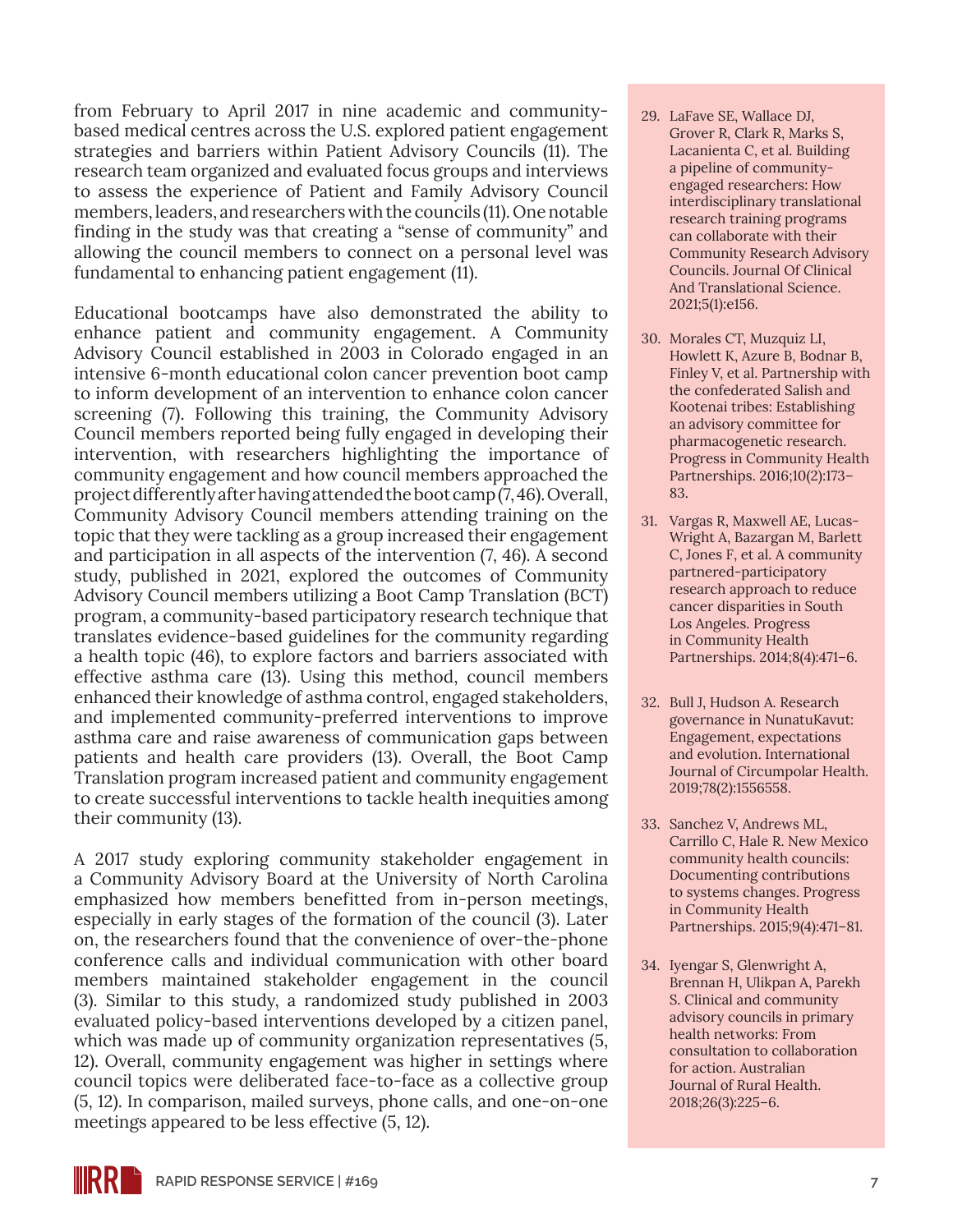from February to April 2017 in nine academic and community-based medical centres across the U.S. explored patient engagement strategies and barriers within Patient Advisory Councils (11). The research team organized and evaluated focus groups and interviews to assess the experience of Patient and Family Advisory Council members, leaders, and researchers with the councils (11). One notable finding in the study was that creating a "sense of community" and allowing the council members to connect on a personal level was fundamental to enhancing patient engagement (11).

Educational bootcamps have also demonstrated the ability to enhance patient and community engagement. A Community Advisory Council established in 2003 in Colorado engaged in an intensive 6-month educational colon cancer prevention boot camp to inform development of an intervention to enhance colon cancer screening (7). Following this training, the Community Advisory Council members reported being fully engaged in developing their intervention, with researchers highlighting the importance of community engagement and how council members approached the project differently after having attended the boot camp (7, 46). Overall, Community Advisory Council members attending training on the topic that they were tackling as a group increased their engagement and participation in all aspects of the intervention (7, 46). A second study, published in 2021, explored the outcomes of Community Advisory Council members utilizing a Boot Camp Translation (BCT) program, a community-based participatory research technique that translates evidence-based guidelines for the community regarding a health topic (46), to explore factors and barriers associated with effective asthma care (13). Using this method, council members enhanced their knowledge of asthma control, engaged stakeholders, and implemented community-preferred interventions to improve asthma care and raise awareness of communication gaps between patients and health care providers (13). Overall, the Boot Camp Translation program increased patient and community engagement to create successful interventions to tackle health inequities among their community (13).

A 2017 study exploring community stakeholder engagement in a Community Advisory Board at the University of North Carolina emphasized how members benefitted from in-person meetings, especially in early stages of the formation of the council (3). Later on, the researchers found that the convenience of over-the-phone conference calls and individual communication with other board members maintained stakeholder engagement in the council (3). Similar to this study, a randomized study published in 2003 evaluated policy-based interventions developed by a citizen panel, which was made up of community organization representatives (5, 12). Overall, community engagement was higher in settings where council topics were deliberated face-to-face as a collective group (5, 12). In comparison, mailed surveys, phone calls, and one-on-one meetings appeared to be less effective (5, 12).

29. LaFave SE, Wallace DJ, Grover R, Clark R, Marks S, Lacanienta C, et al. Building a pipeline of community-engaged researchers: How interdisciplinary translational research training programs can collaborate with their Community Research Advisory Councils. Journal Of Clinical And Translational Science. 2021;5(1):e156.
30. Morales CT, Muzquiz LI, Howlett K, Azure B, Bodnar B, Finley V, et al. Partnership with the confederated Salish and Kootenai tribes: Establishing an advisory committee for pharmacogenetic research. Progress in Community Health Partnerships. 2016;10(2):173–83.
31. Vargas R, Maxwell AE, Lucas-Wright A, Bazargan M, Barlett C, Jones F, et al. A community partnered-participatory research approach to reduce cancer disparities in South Los Angeles. Progress in Community Health Partnerships. 2014;8(4):471–6.
32. Bull J, Hudson A. Research governance in NunatuKavut: Engagement, expectations and evolution. International Journal of Circumpolar Health. 2019;78(2):1556558.
33. Sanchez V, Andrews ML, Carrillo C, Hale R. New Mexico community health councils: Documenting contributions to systems changes. Progress in Community Health Partnerships. 2015;9(4):471–81.
34. Iyengar S, Glenwright A, Brennan H, Ulikpan A, Parekh S. Clinical and community advisory councils in primary health networks: From consultation to collaboration for action. Australian Journal of Rural Health. 2018;26(3):225–6.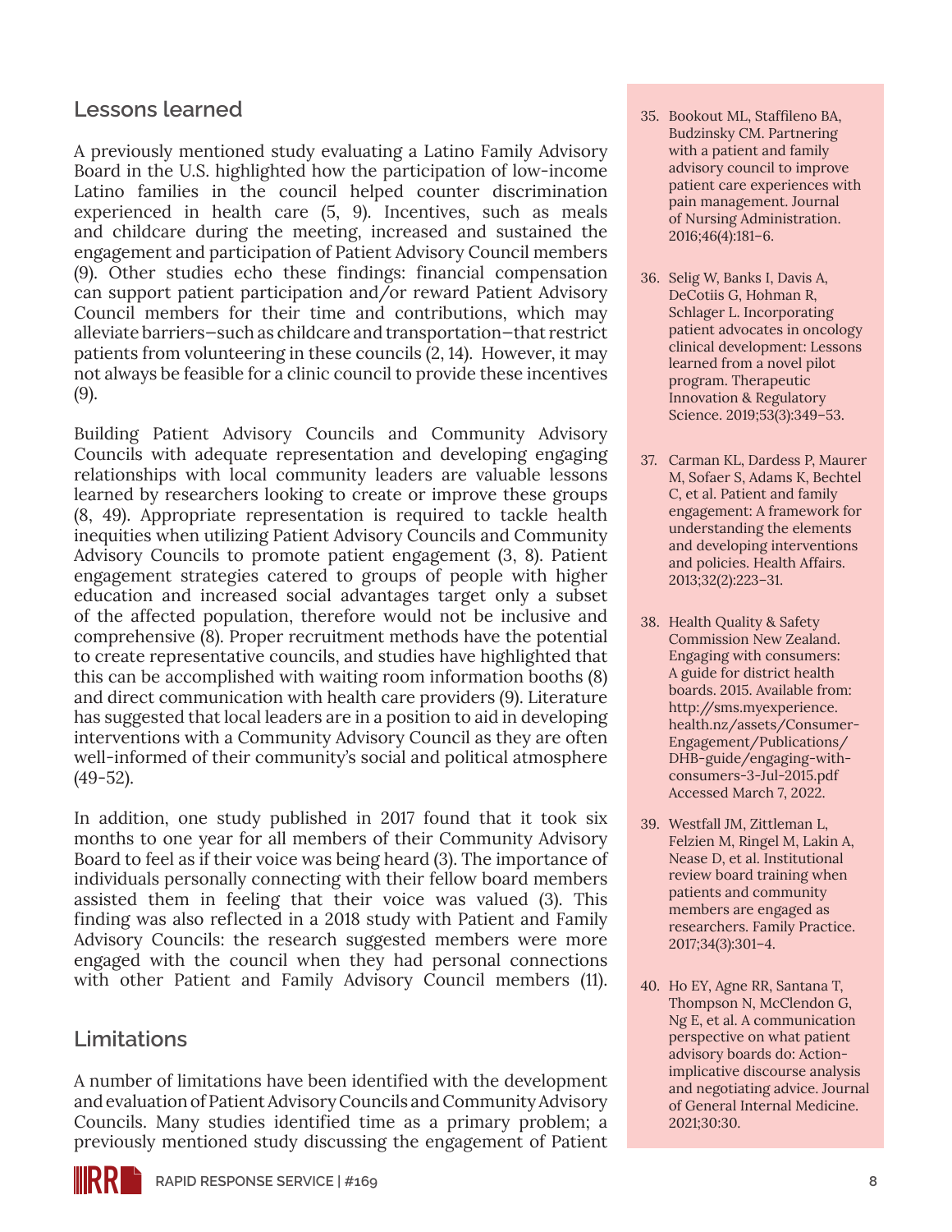## Lessons learned

A previously mentioned study evaluating a Latino Family Advisory Board in the U.S. highlighted how the participation of low-income Latino families in the council helped counter discrimination experienced in health care (5, 9). Incentives, such as meals and childcare during the meeting, increased and sustained the engagement and participation of Patient Advisory Council members (9). Other studies echo these findings: financial compensation can support patient participation and/or reward Patient Advisory Council members for their time and contributions, which may alleviate barriers—such as childcare and transportation—that restrict patients from volunteering in these councils (2, 14). However, it may not always be feasible for a clinic council to provide these incentives (9).

Building Patient Advisory Councils and Community Advisory Councils with adequate representation and developing engaging relationships with local community leaders are valuable lessons learned by researchers looking to create or improve these groups (8, 49). Appropriate representation is required to tackle health inequities when utilizing Patient Advisory Councils and Community Advisory Councils to promote patient engagement (3, 8). Patient engagement strategies catered to groups of people with higher education and increased social advantages target only a subset of the affected population, therefore would not be inclusive and comprehensive (8). Proper recruitment methods have the potential to create representative councils, and studies have highlighted that this can be accomplished with waiting room information booths (8) and direct communication with health care providers (9). Literature has suggested that local leaders are in a position to aid in developing interventions with a Community Advisory Council as they are often well-informed of their community's social and political atmosphere (49-52).

In addition, one study published in 2017 found that it took six months to one year for all members of their Community Advisory Board to feel as if their voice was being heard (3). The importance of individuals personally connecting with their fellow board members assisted them in feeling that their voice was valued (3). This finding was also reflected in a 2018 study with Patient and Family Advisory Councils: the research suggested members were more engaged with the council when they had personal connections with other Patient and Family Advisory Council members (11).

## Limitations

A number of limitations have been identified with the development and evaluation of Patient Advisory Councils and Community Advisory Councils. Many studies identified time as a primary problem; a previously mentioned study discussing the engagement of Patient

35. Bookout ML, Staffileno BA, Budzinsky CM. Partnering with a patient and family advisory council to improve patient care experiences with pain management. Journal of Nursing Administration. 2016;46(4):181–6.
36. Selig W, Banks I, Davis A, DeCotiis G, Hohman R, Schlager L. Incorporating patient advocates in oncology clinical development: Lessons learned from a novel pilot program. Therapeutic Innovation & Regulatory Science. 2019;53(3):349–53.
37. Carman KL, Dardess P, Maurer M, Sofaer S, Adams K, Bechtel C, et al. Patient and family engagement: A framework for understanding the elements and developing interventions and policies. Health Affairs. 2013;32(2):223–31.
38. Health Quality & Safety Commission New Zealand. Engaging with consumers: A guide for district health boards. 2015. Available from: http://sms.myexperience.health.nz/assets/Consumer-Engagement/Publications/DHB-guide/engaging-with-consumers-3-Jul-2015.pdf Accessed March 7, 2022.
39. Westfall JM, Zittleman L, Felzien M, Ringel M, Lakin A, Nease D, et al. Institutional review board training when patients and community members are engaged as researchers. Family Practice. 2017;34(3):301–4.
40. Ho EY, Agne RR, Santana T, Thompson N, McClendon G, Ng E, et al. A communication perspective on what patient advisory boards do: Action-implicative discourse analysis and negotiating advice. Journal of General Internal Medicine. 2021;30:30.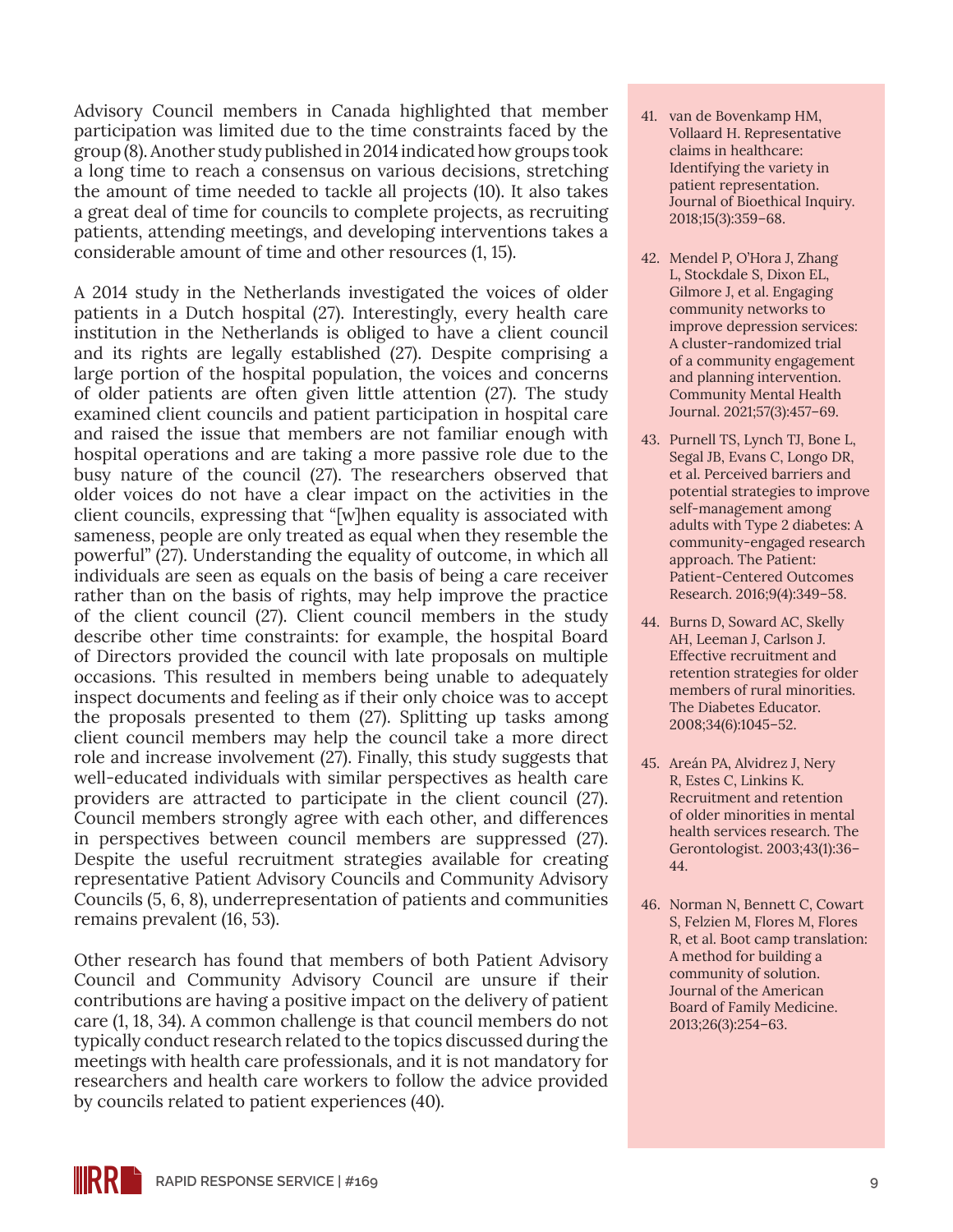Advisory Council members in Canada highlighted that member participation was limited due to the time constraints faced by the group (8). Another study published in 2014 indicated how groups took a long time to reach a consensus on various decisions, stretching the amount of time needed to tackle all projects (10). It also takes a great deal of time for councils to complete projects, as recruiting patients, attending meetings, and developing interventions takes a considerable amount of time and other resources (1, 15).

A 2014 study in the Netherlands investigated the voices of older patients in a Dutch hospital (27). Interestingly, every health care institution in the Netherlands is obliged to have a client council and its rights are legally established (27). Despite comprising a large portion of the hospital population, the voices and concerns of older patients are often given little attention (27). The study examined client councils and patient participation in hospital care and raised the issue that members are not familiar enough with hospital operations and are taking a more passive role due to the busy nature of the council (27). The researchers observed that older voices do not have a clear impact on the activities in the client councils, expressing that "[w]hen equality is associated with sameness, people are only treated as equal when they resemble the powerful" (27). Understanding the equality of outcome, in which all individuals are seen as equals on the basis of being a care receiver rather than on the basis of rights, may help improve the practice of the client council (27). Client council members in the study describe other time constraints: for example, the hospital Board of Directors provided the council with late proposals on multiple occasions. This resulted in members being unable to adequately inspect documents and feeling as if their only choice was to accept the proposals presented to them (27). Splitting up tasks among client council members may help the council take a more direct role and increase involvement (27). Finally, this study suggests that well-educated individuals with similar perspectives as health care providers are attracted to participate in the client council (27). Council members strongly agree with each other, and differences in perspectives between council members are suppressed (27). Despite the useful recruitment strategies available for creating representative Patient Advisory Councils and Community Advisory Councils (5, 6, 8), underrepresentation of patients and communities remains prevalent (16, 53).

Other research has found that members of both Patient Advisory Council and Community Advisory Council are unsure if their contributions are having a positive impact on the delivery of patient care (1, 18, 34). A common challenge is that council members do not typically conduct research related to the topics discussed during the meetings with health care professionals, and it is not mandatory for researchers and health care workers to follow the advice provided by councils related to patient experiences (40).

41. van de Bovenkamp HM, Vollaard H. Representative claims in healthcare: Identifying the variety in patient representation. Journal of Bioethical Inquiry. 2018;15(3):359–68.
42. Mendel P, O'Hora J, Zhang L, Stockdale S, Dixon EL, Gilmore J, et al. Engaging community networks to improve depression services: A cluster-randomized trial of a community engagement and planning intervention. Community Mental Health Journal. 2021;57(3):457–69.
43. Purnell TS, Lynch TJ, Bone L, Segal JB, Evans C, Longo DR, et al. Perceived barriers and potential strategies to improve self-management among adults with Type 2 diabetes: A community-engaged research approach. The Patient: Patient-Centered Outcomes Research. 2016;9(4):349–58.
44. Burns D, Soward AC, Skelly AH, Leeman J, Carlson J. Effective recruitment and retention strategies for older members of rural minorities. The Diabetes Educator. 2008;34(6):1045–52.
45. Areán PA, Alvidrez J, Nery R, Estes C, Linkins K. Recruitment and retention of older minorities in mental health services research. The Gerontologist. 2003;43(1):36–44.
46. Norman N, Bennett C, Cowart S, Felzien M, Flores M, Flores R, et al. Boot camp translation: A method for building a community of solution. Journal of the American Board of Family Medicine. 2013;26(3):254–63.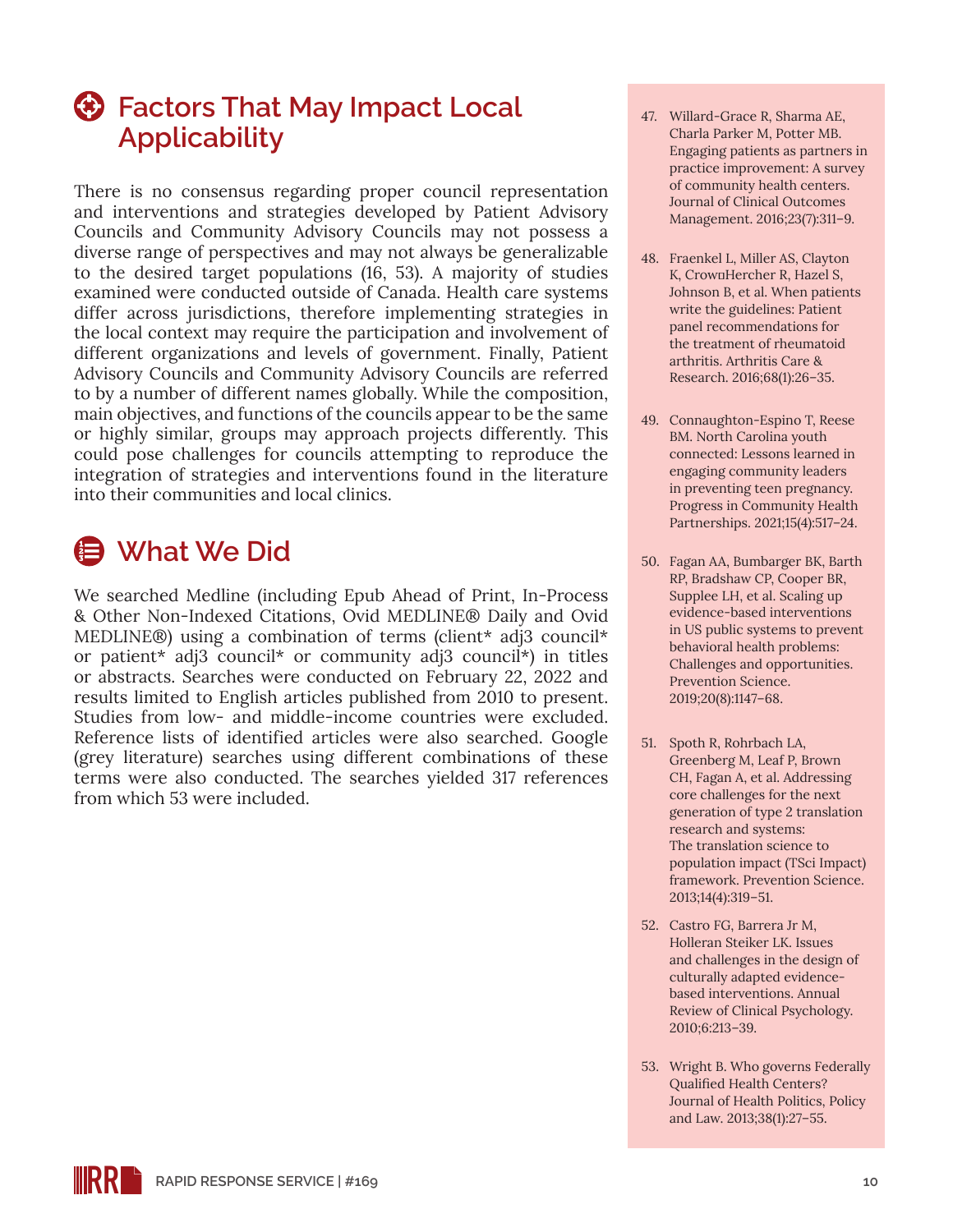## Factors That May Impact Local Applicability

There is no consensus regarding proper council representation and interventions and strategies developed by Patient Advisory Councils and Community Advisory Councils may not possess a diverse range of perspectives and may not always be generalizable to the desired target populations (16, 53). A majority of studies examined were conducted outside of Canada. Health care systems differ across jurisdictions, therefore implementing strategies in the local context may require the participation and involvement of different organizations and levels of government. Finally, Patient Advisory Councils and Community Advisory Councils are referred to by a number of different names globally. While the composition, main objectives, and functions of the councils appear to be the same or highly similar, groups may approach projects differently. This could pose challenges for councils attempting to reproduce the integration of strategies and interventions found in the literature into their communities and local clinics.

## What We Did

We searched Medline (including Epub Ahead of Print, In-Process & Other Non-Indexed Citations, Ovid MEDLINE® Daily and Ovid MEDLINE®) using a combination of terms (client* adj3 council* or patient* adj3 council* or community adj3 council*) in titles or abstracts. Searches were conducted on February 22, 2022 and results limited to English articles published from 2010 to present. Studies from low- and middle-income countries were excluded. Reference lists of identified articles were also searched. Google (grey literature) searches using different combinations of these terms were also conducted. The searches yielded 317 references from which 53 were included.

47. Willard-Grace R, Sharma AE, Charla Parker M, Potter MB. Engaging patients as partners in practice improvement: A survey of community health centers. Journal of Clinical Outcomes Management. 2016;23(7):311–9.

48. Fraenkel L, Miller AS, Clayton K, Crow-Hercher R, Hazel S, Johnson B, et al. When patients write the guidelines: Patient panel recommendations for the treatment of rheumatoid arthritis. Arthritis Care & Research. 2016;68(1):26–35.

49. Connaughton-Espino T, Reese BM. North Carolina youth connected: Lessons learned in engaging community leaders in preventing teen pregnancy. Progress in Community Health Partnerships. 2021;15(4):517–24.

50. Fagan AA, Bumbarger BK, Barth RP, Bradshaw CP, Cooper BR, Supplee LH, et al. Scaling up evidence-based interventions in US public systems to prevent behavioral health problems: Challenges and opportunities. Prevention Science. 2019;20(8):1147–68.

51. Spoth R, Rohrbach LA, Greenberg M, Leaf P, Brown CH, Fagan A, et al. Addressing core challenges for the next generation of type 2 translation research and systems: The translation science to population impact (TSci Impact) framework. Prevention Science. 2013;14(4):319–51.

52. Castro FG, Barrera Jr M, Holleran Steiker LK. Issues and challenges in the design of culturally adapted evidence-based interventions. Annual Review of Clinical Psychology. 2010;6:213–39.

53. Wright B. Who governs Federally Qualified Health Centers? Journal of Health Politics, Policy and Law. 2013;38(1):27–55.